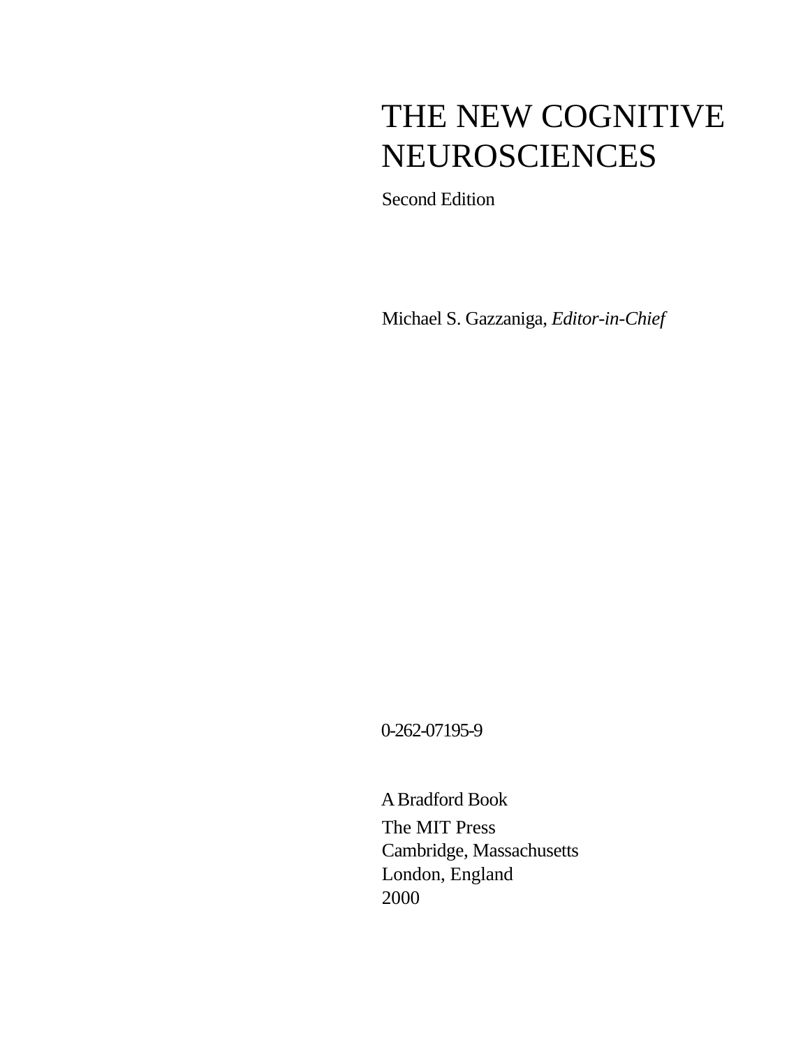# THE NEW COGNITIVE NEUROSCIENCES

Second Edition

Michael S. Gazzaniga, *Editor-in-Chief*

0-262-07195-9

A Bradford Book

The MIT Press
Cambridge, Massachusetts
London, England
2000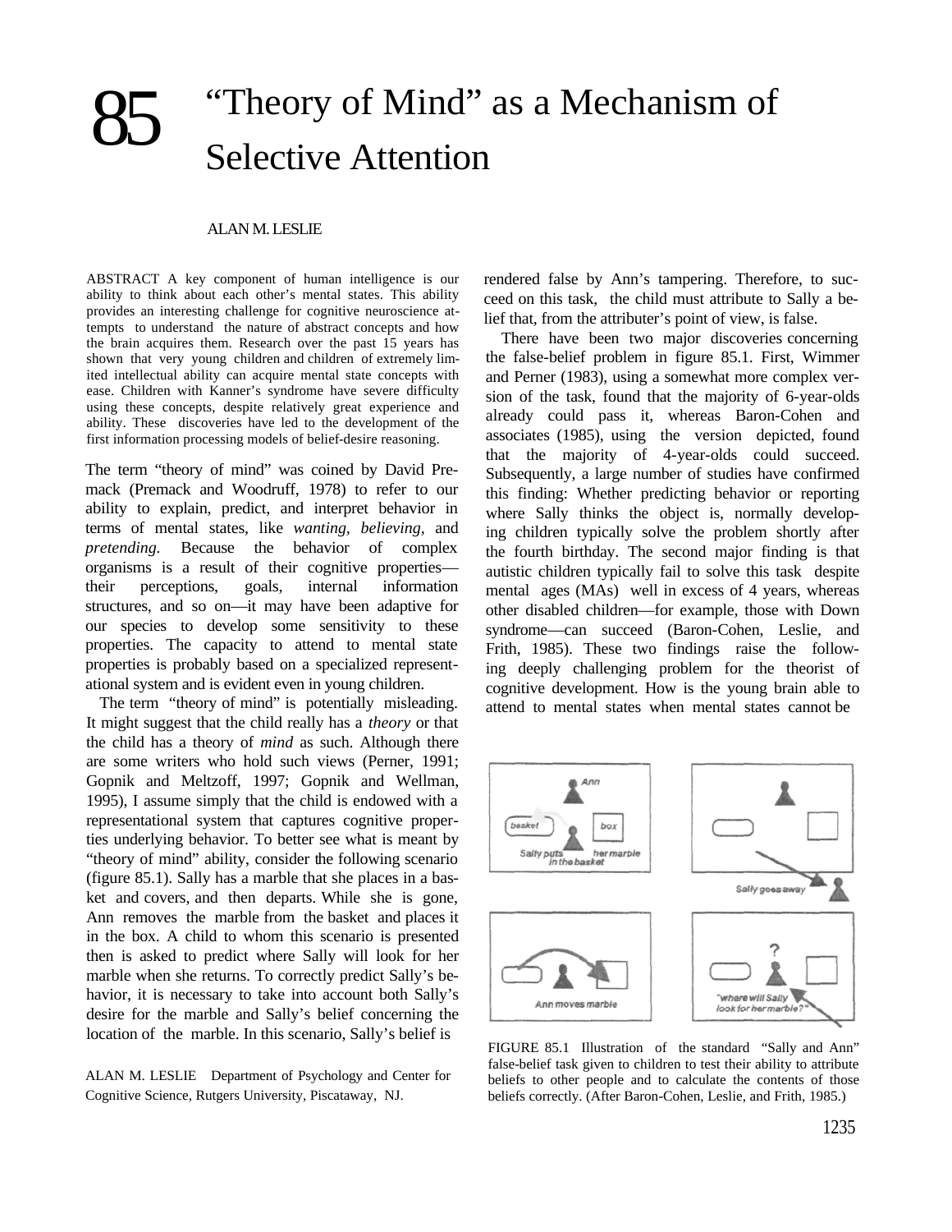# 85 "Theory of Mind" as a Mechanism of Selective Attention

ALAN M. LESLIE

ABSTRACT A key component of human intelligence is our ability to think about each other's mental states. This ability provides an interesting challenge for cognitive neuroscience attempts to understand the nature of abstract concepts and how the brain acquires them. Research over the past 15 years has shown that very young children and children of extremely limited intellectual ability can acquire mental state concepts with ease. Children with Kanner's syndrome have severe difficulty using these concepts, despite relatively great experience and ability. These discoveries have led to the development of the first information processing models of belief-desire reasoning.

The term "theory of mind" was coined by David Premack (Premack and Woodruff, 1978) to refer to our ability to explain, predict, and interpret behavior in terms of mental states, like *wanting, believing,* and *pretending.* Because the behavior of complex organisms is a result of their cognitive properties—their perceptions, goals, internal information structures, and so on—it may have been adaptive for our species to develop some sensitivity to these properties. The capacity to attend to mental state properties is probably based on a specialized representational system and is evident even in young children.

The term "theory of mind" is potentially misleading. It might suggest that the child really has a *theory* or that the child has a theory of *mind* as such. Although there are some writers who hold such views (Perner, 1991; Gopnik and Meltzoff, 1997; Gopnik and Wellman, 1995), I assume simply that the child is endowed with a representational system that captures cognitive properties underlying behavior. To better see what is meant by "theory of mind" ability, consider the following scenario (figure 85.1). Sally has a marble that she places in a basket and covers, and then departs. While she is gone, Ann removes the marble from the basket and places it in the box. A child to whom this scenario is presented then is asked to predict where Sally will look for her marble when she returns. To correctly predict Sally's behavior, it is necessary to take into account both Sally's desire for the marble and Sally's belief concerning the location of the marble. In this scenario, Sally's belief is rendered false by Ann's tampering. Therefore, to succeed on this task, the child must attribute to Sally a belief that, from the attributer's point of view, is false.

There have been two major discoveries concerning the false-belief problem in figure 85.1. First, Wimmer and Perner (1983), using a somewhat more complex version of the task, found that the majority of 6-year-olds already could pass it, whereas Baron-Cohen and associates (1985), using the version depicted, found that the majority of 4-year-olds could succeed. Subsequently, a large number of studies have confirmed this finding: Whether predicting behavior or reporting where Sally thinks the object is, normally developing children typically solve the problem shortly after the fourth birthday. The second major finding is that autistic children typically fail to solve this task despite mental ages (MAs) well in excess of 4 years, whereas other disabled children—for example, those with Down syndrome—can succeed (Baron-Cohen, Leslie, and Frith, 1985). These two findings raise the following deeply challenging problem for the theorist of cognitive development. How is the young brain able to attend to mental states when mental states cannot be

FIGURE 85.1 Illustration of the standard "Sally and Ann" false-belief task given to children to test their ability to attribute beliefs to other people and to calculate the contents of those beliefs correctly. (After Baron-Cohen, Leslie, and Frith, 1985.)

ALAN M. LESLIE Department of Psychology and Center for Cognitive Science, Rutgers University, Piscataway, NJ.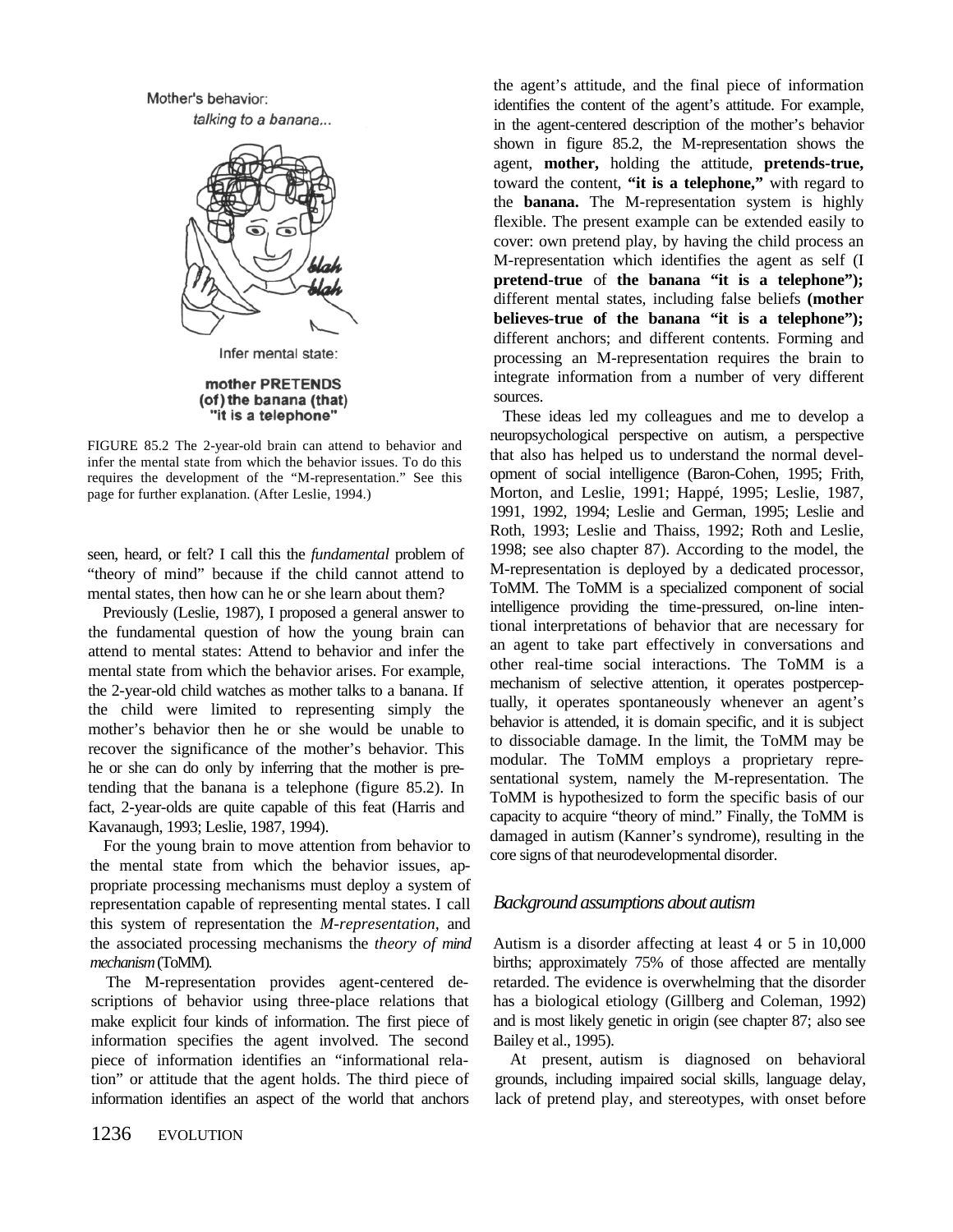Mother's behavior:
*talking to a banana...*

Infer mental state:

**mother PRETENDS (of) the banana (that) "it is a telephone"**

FIGURE 85.2 The 2-year-old brain can attend to behavior and infer the mental state from which the behavior issues. To do this requires the development of the "M-representation." See this page for further explanation. (After Leslie, 1994.)

seen, heard, or felt? I call this the *fundamental* problem of "theory of mind" because if the child cannot attend to mental states, then how can he or she learn about them?

Previously (Leslie, 1987), I proposed a general answer to the fundamental question of how the young brain can attend to mental states: Attend to behavior and infer the mental state from which the behavior arises. For example, the 2-year-old child watches as mother talks to a banana. If the child were limited to representing simply the mother's behavior then he or she would be unable to recover the significance of the mother's behavior. This he or she can do only by inferring that the mother is pretending that the banana is a telephone (figure 85.2). In fact, 2-year-olds are quite capable of this feat (Harris and Kavanaugh, 1993; Leslie, 1987, 1994).

For the young brain to move attention from behavior to the mental state from which the behavior issues, appropriate processing mechanisms must deploy a system of representation capable of representing mental states. I call this system of representation the *M-representation*, and the associated processing mechanisms the *theory of mind mechanism* (ToMM).

The M-representation provides agent-centered descriptions of behavior using three-place relations that make explicit four kinds of information. The first piece of information specifies the agent involved. The second piece of information identifies an "informational relation" or attitude that the agent holds. The third piece of information identifies an aspect of the world that anchors the agent's attitude, and the final piece of information identifies the content of the agent's attitude. For example, in the agent-centered description of the mother's behavior shown in figure 85.2, the M-representation shows the agent, **mother,** holding the attitude, **pretends-true,** toward the content, **"it is a telephone,"** with regard to the **banana.** The M-representation system is highly flexible. The present example can be extended easily to cover: own pretend play, by having the child process an M-representation which identifies the agent as self (I **pretend-true** of **the banana "it is a telephone");** different mental states, including false beliefs **(mother believes-true of the banana "it is a telephone");** different anchors; and different contents. Forming and processing an M-representation requires the brain to integrate information from a number of very different sources.

These ideas led my colleagues and me to develop a neuropsychological perspective on autism, a perspective that also has helped us to understand the normal development of social intelligence (Baron-Cohen, 1995; Frith, Morton, and Leslie, 1991; Happé, 1995; Leslie, 1987, 1991, 1992, 1994; Leslie and German, 1995; Leslie and Roth, 1993; Leslie and Thaiss, 1992; Roth and Leslie, 1998; see also chapter 87). According to the model, the M-representation is deployed by a dedicated processor, ToMM. The ToMM is a specialized component of social intelligence providing the time-pressured, on-line intentional interpretations of behavior that are necessary for an agent to take part effectively in conversations and other real-time social interactions. The ToMM is a mechanism of selective attention, it operates postperceptually, it operates spontaneously whenever an agent's behavior is attended, it is domain specific, and it is subject to dissociable damage. In the limit, the ToMM may be modular. The ToMM employs a proprietary representational system, namely the M-representation. The ToMM is hypothesized to form the specific basis of our capacity to acquire "theory of mind." Finally, the ToMM is damaged in autism (Kanner's syndrome), resulting in the core signs of that neurodevelopmental disorder.

## *Background assumptions about autism*

Autism is a disorder affecting at least 4 or 5 in 10,000 births; approximately 75% of those affected are mentally retarded. The evidence is overwhelming that the disorder has a biological etiology (Gillberg and Coleman, 1992) and is most likely genetic in origin (see chapter 87; also see Bailey et al., 1995).

At present, autism is diagnosed on behavioral grounds, including impaired social skills, language delay, lack of pretend play, and stereotypes, with onset before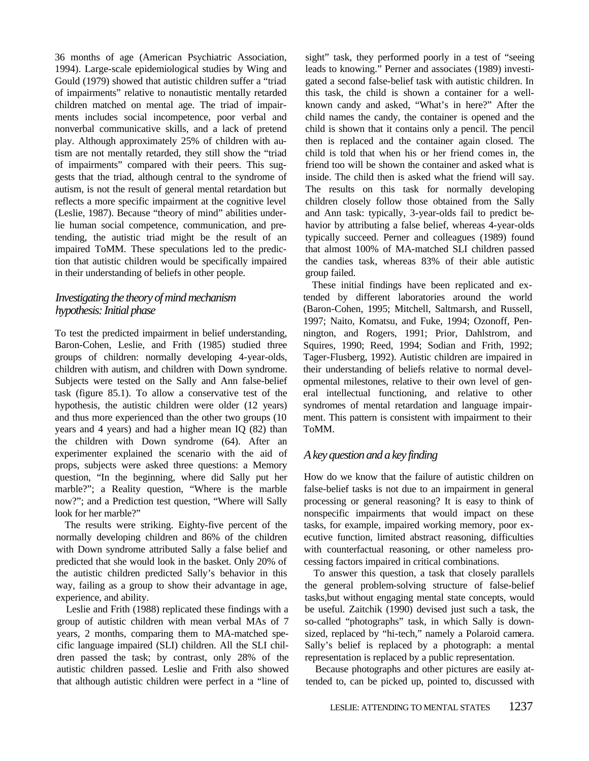36 months of age (American Psychiatric Association, 1994). Large-scale epidemiological studies by Wing and Gould (1979) showed that autistic children suffer a "triad of impairments" relative to nonautistic mentally retarded children matched on mental age. The triad of impairments includes social incompetence, poor verbal and nonverbal communicative skills, and a lack of pretend play. Although approximately 25% of children with autism are not mentally retarded, they still show the "triad of impairments" compared with their peers. This suggests that the triad, although central to the syndrome of autism, is not the result of general mental retardation but reflects a more specific impairment at the cognitive level (Leslie, 1987). Because "theory of mind" abilities underlie human social competence, communication, and pretending, the autistic triad might be the result of an impaired ToMM. These speculations led to the prediction that autistic children would be specifically impaired in their understanding of beliefs in other people.

### *Investigating the theory of mind mechanism hypothesis: Initial phase*

To test the predicted impairment in belief understanding, Baron-Cohen, Leslie, and Frith (1985) studied three groups of children: normally developing 4-year-olds, children with autism, and children with Down syndrome. Subjects were tested on the Sally and Ann false-belief task (figure 85.1). To allow a conservative test of the hypothesis, the autistic children were older (12 years) and thus more experienced than the other two groups (10 years and 4 years) and had a higher mean IQ (82) than the children with Down syndrome (64). After an experimenter explained the scenario with the aid of props, subjects were asked three questions: a Memory question, "In the beginning, where did Sally put her marble?"; a Reality question, "Where is the marble now?"; and a Prediction test question, "Where will Sally look for her marble?"

The results were striking. Eighty-five percent of the normally developing children and 86% of the children with Down syndrome attributed Sally a false belief and predicted that she would look in the basket. Only 20% of the autistic children predicted Sally's behavior in this way, failing as a group to show their advantage in age, experience, and ability.

Leslie and Frith (1988) replicated these findings with a group of autistic children with mean verbal MAs of 7 years, 2 months, comparing them to MA-matched specific language impaired (SLI) children. All the SLI children passed the task; by contrast, only 28% of the autistic children passed. Leslie and Frith also showed that although autistic children were perfect in a "line of sight" task, they performed poorly in a test of "seeing leads to knowing." Perner and associates (1989) investigated a second false-belief task with autistic children. In this task, the child is shown a container for a well-known candy and asked, "What's in here?" After the child names the candy, the container is opened and the child is shown that it contains only a pencil. The pencil then is replaced and the container again closed. The child is told that when his or her friend comes in, the friend too will be shown the container and asked what is inside. The child then is asked what the friend will say. The results on this task for normally developing children closely follow those obtained from the Sally and Ann task: typically, 3-year-olds fail to predict behavior by attributing a false belief, whereas 4-year-olds typically succeed. Perner and colleagues (1989) found that almost 100% of MA-matched SLI children passed the candies task, whereas 83% of their able autistic group failed.

These initial findings have been replicated and extended by different laboratories around the world (Baron-Cohen, 1995; Mitchell, Saltmarsh, and Russell, 1997; Naito, Komatsu, and Fuke, 1994; Ozonoff, Pennington, and Rogers, 1991; Prior, Dahlstrom, and Squires, 1990; Reed, 1994; Sodian and Frith, 1992; Tager-Flusberg, 1992). Autistic children are impaired in their understanding of beliefs relative to normal developmental milestones, relative to their own level of general intellectual functioning, and relative to other syndromes of mental retardation and language impairment. This pattern is consistent with impairment to their ToMM.

### *A key question and a key finding*

How do we know that the failure of autistic children on false-belief tasks is not due to an impairment in general processing or general reasoning? It is easy to think of nonspecific impairments that would impact on these tasks, for example, impaired working memory, poor executive function, limited abstract reasoning, difficulties with counterfactual reasoning, or other nameless processing factors impaired in critical combinations.

To answer this question, a task that closely parallels the general problem-solving structure of false-belief tasks,but without engaging mental state concepts, would be useful. Zaitchik (1990) devised just such a task, the so-called "photographs" task, in which Sally is downsized, replaced by "hi-tech," namely a Polaroid camera. Sally's belief is replaced by a photograph: a mental representation is replaced by a public representation.

Because photographs and other pictures are easily attended to, can be picked up, pointed to, discussed with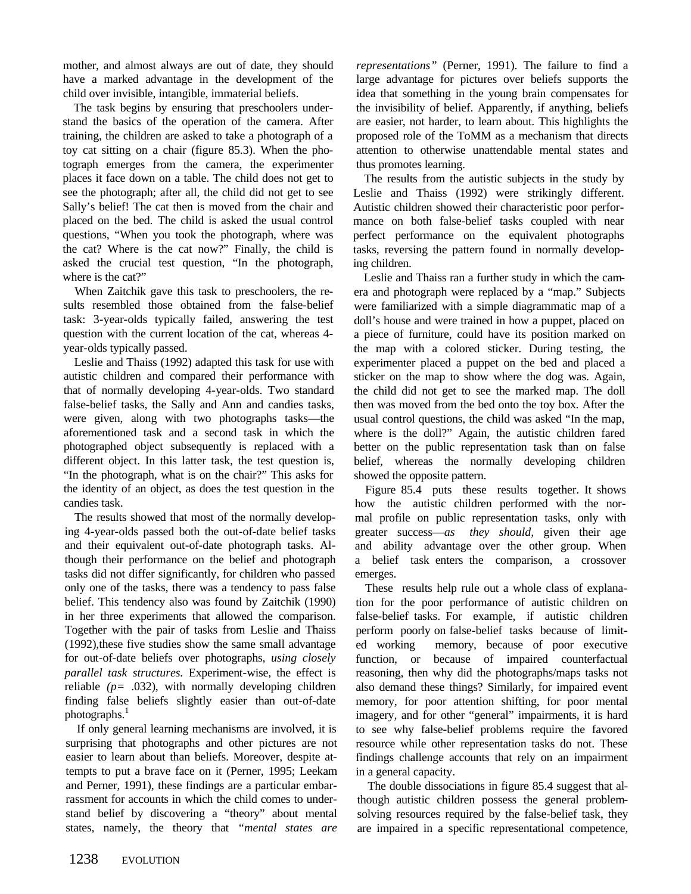mother, and almost always are out of date, they should have a marked advantage in the development of the child over invisible, intangible, immaterial beliefs.

The task begins by ensuring that preschoolers understand the basics of the operation of the camera. After training, the children are asked to take a photograph of a toy cat sitting on a chair (figure 85.3). When the photograph emerges from the camera, the experimenter places it face down on a table. The child does not get to see the photograph; after all, the child did not get to see Sally's belief! The cat then is moved from the chair and placed on the bed. The child is asked the usual control questions, "When you took the photograph, where was the cat? Where is the cat now?" Finally, the child is asked the crucial test question, "In the photograph, where is the cat?"

When Zaitchik gave this task to preschoolers, the results resembled those obtained from the false-belief task: 3-year-olds typically failed, answering the test question with the current location of the cat, whereas 4-year-olds typically passed.

Leslie and Thaiss (1992) adapted this task for use with autistic children and compared their performance with that of normally developing 4-year-olds. Two standard false-belief tasks, the Sally and Ann and candies tasks, were given, along with two photographs tasks—the aforementioned task and a second task in which the photographed object subsequently is replaced with a different object. In this latter task, the test question is, "In the photograph, what is on the chair?" This asks for the identity of an object, as does the test question in the candies task.

The results showed that most of the normally developing 4-year-olds passed both the out-of-date belief tasks and their equivalent out-of-date photograph tasks. Although their performance on the belief and photograph tasks did not differ significantly, for children who passed only one of the tasks, there was a tendency to pass false belief. This tendency also was found by Zaitchik (1990) in her three experiments that allowed the comparison. Together with the pair of tasks from Leslie and Thaiss (1992),these five studies show the same small advantage for out-of-date beliefs over photographs, *using closely parallel task structures.* Experiment-wise, the effect is reliable *(p=* .032), with normally developing children finding false beliefs slightly easier than out-of-date photographs.[1]

If only general learning mechanisms are involved, it is surprising that photographs and other pictures are not easier to learn about than beliefs. Moreover, despite attempts to put a brave face on it (Perner, 1995; Leekam and Perner, 1991), these findings are a particular embarrassment for accounts in which the child comes to understand belief by discovering a "theory" about mental states, namely, the theory that *"mental states are representations"* (Perner, 1991). The failure to find a large advantage for pictures over beliefs supports the idea that something in the young brain compensates for the invisibility of belief. Apparently, if anything, beliefs are easier, not harder, to learn about. This highlights the proposed role of the ToMM as a mechanism that directs attention to otherwise unattendable mental states and thus promotes learning.

The results from the autistic subjects in the study by Leslie and Thaiss (1992) were strikingly different. Autistic children showed their characteristic poor performance on both false-belief tasks coupled with near perfect performance on the equivalent photographs tasks, reversing the pattern found in normally developing children.

Leslie and Thaiss ran a further study in which the camera and photograph were replaced by a "map." Subjects were familiarized with a simple diagrammatic map of a doll's house and were trained in how a puppet, placed on a piece of furniture, could have its position marked on the map with a colored sticker. During testing, the experimenter placed a puppet on the bed and placed a sticker on the map to show where the dog was. Again, the child did not get to see the marked map. The doll then was moved from the bed onto the toy box. After the usual control questions, the child was asked "In the map, where is the doll?" Again, the autistic children fared better on the public representation task than on false belief, whereas the normally developing children showed the opposite pattern.

Figure 85.4 puts these results together. It shows how the autistic children performed with the normal profile on public representation tasks, only with greater success—*as they should,* given their age and ability advantage over the other group. When a belief task enters the comparison, a crossover emerges.

These results help rule out a whole class of explanation for the poor performance of autistic children on false-belief tasks. For example, if autistic children perform poorly on false-belief tasks because of limited working memory, because of poor executive function, or because of impaired counterfactual reasoning, then why did the photographs/maps tasks not also demand these things? Similarly, for impaired event memory, for poor attention shifting, for poor mental imagery, and for other "general" impairments, it is hard to see why false-belief problems require the favored resource while other representation tasks do not. These findings challenge accounts that rely on an impairment in a general capacity.

The double dissociations in figure 85.4 suggest that although autistic children possess the general problem-solving resources required by the false-belief task, they are impaired in a specific representational competence,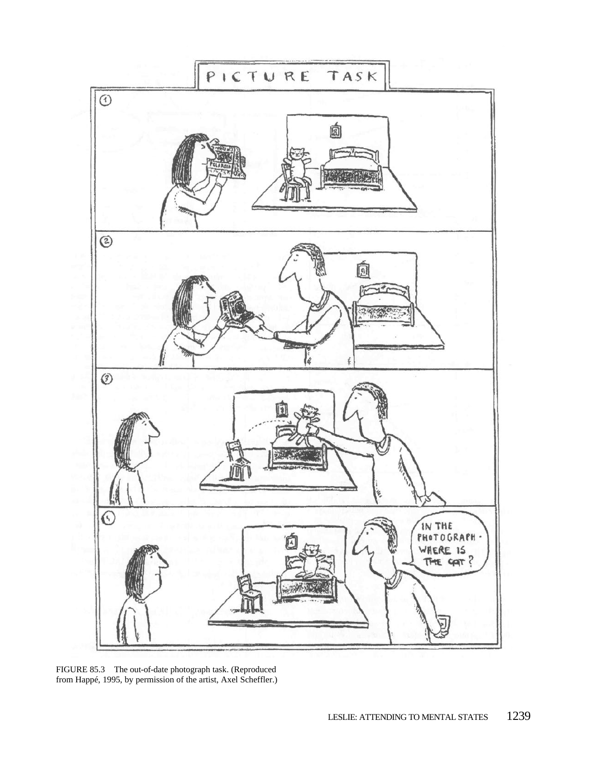FIGURE 85.3 The out-of-date photograph task. (Reproduced from Happé, 1995, by permission of the artist, Axel Scheffler.)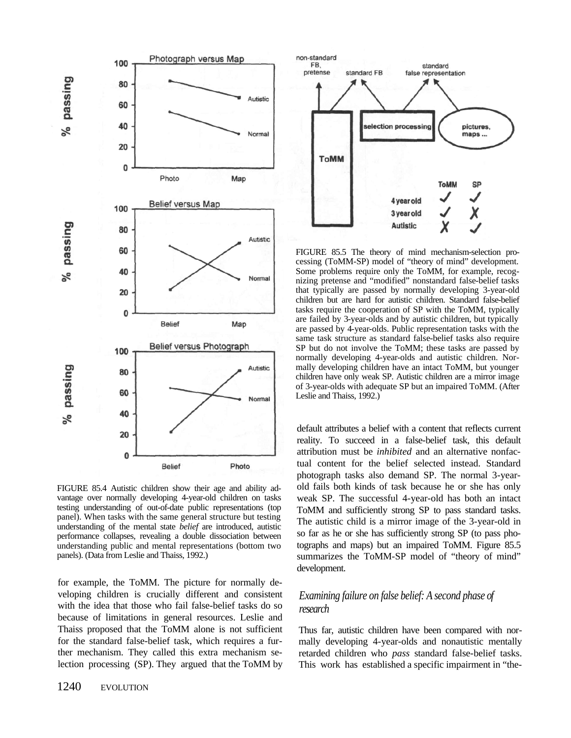FIGURE 85.4 Autistic children show their age and ability advantage over normally developing 4-year-old children on tasks testing understanding of out-of-date public representations (top panel). When tasks with the same general structure but testing understanding of the mental state *belief* are introduced, autistic performance collapses, revealing a double dissociation between understanding public and mental representations (bottom two panels). (Data from Leslie and Thaiss, 1992.)

for example, the ToMM. The picture for normally developing children is crucially different and consistent with the idea that those who fail false-belief tasks do so because of limitations in general resources. Leslie and Thaiss proposed that the ToMM alone is not sufficient for the standard false-belief task, which requires a further mechanism. They called this extra mechanism selection processing (SP). They argued that the ToMM by default attributes a belief with a content that reflects current reality. To succeed in a false-belief task, this default attribution must be *inhibited* and an alternative nonfactual content for the belief selected instead. Standard photograph tasks also demand SP. The normal 3-year-old fails both kinds of task because he or she has only weak SP. The successful 4-year-old has both an intact ToMM and sufficiently strong SP to pass standard tasks. The autistic child is a mirror image of the 3-year-old in so far as he or she has sufficiently strong SP (to pass photographs and maps) but an impaired ToMM. Figure 85.5 summarizes the ToMM-SP model of "theory of mind" development.

FIGURE 85.5 The theory of mind mechanism-selection processing (ToMM-SP) model of "theory of mind" development. Some problems require only the ToMM, for example, recognizing pretense and "modified" nonstandard false-belief tasks that typically are passed by normally developing 3-year-old children but are hard for autistic children. Standard false-belief tasks require the cooperation of SP with the ToMM, typically are failed by 3-year-olds and by autistic children, but typically are passed by 4-year-olds. Public representation tasks with the same task structure as standard false-belief tasks also require SP but do not involve the ToMM; these tasks are passed by normally developing 4-year-olds and autistic children. Normally developing children have an intact ToMM, but younger children have only weak SP. Autistic children are a mirror image of 3-year-olds with adequate SP but an impaired ToMM. (After Leslie and Thaiss, 1992.)

### *Examining failure on false belief: A second phase of research*

Thus far, autistic children have been compared with normally developing 4-year-olds and nonautistic mentally retarded children who *pass* standard false-belief tasks. This work has established a specific impairment in "the-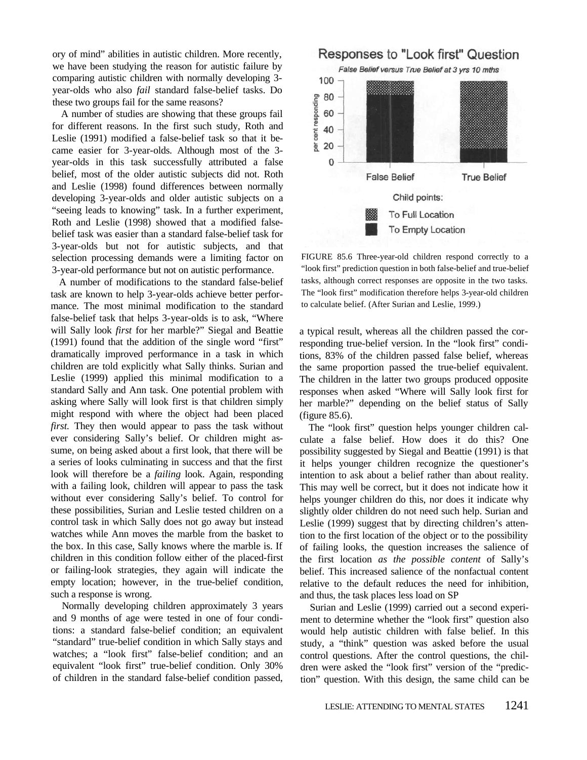ory of mind" abilities in autistic children. More recently, we have been studying the reason for autistic failure by comparing autistic children with normally developing 3-year-olds who also *fail* standard false-belief tasks. Do these two groups fail for the same reasons?

A number of studies are showing that these groups fail for different reasons. In the first such study, Roth and Leslie (1991) modified a false-belief task so that it became easier for 3-year-olds. Although most of the 3-year-olds in this task successfully attributed a false belief, most of the older autistic subjects did not. Roth and Leslie (1998) found differences between normally developing 3-year-olds and older autistic subjects on a "seeing leads to knowing" task. In a further experiment, Roth and Leslie (1998) showed that a modified false-belief task was easier than a standard false-belief task for 3-year-olds but not for autistic subjects, and that selection processing demands were a limiting factor on 3-year-old performance but not on autistic performance.

A number of modifications to the standard false-belief task are known to help 3-year-olds achieve better performance. The most minimal modification to the standard false-belief task that helps 3-year-olds is to ask, "Where will Sally look *first* for her marble?" Siegal and Beattie (1991) found that the addition of the single word "first" dramatically improved performance in a task in which children are told explicitly what Sally thinks. Surian and Leslie (1999) applied this minimal modification to a standard Sally and Ann task. One potential problem with asking where Sally will look first is that children simply might respond with where the object had been placed *first*. They then would appear to pass the task without ever considering Sally's belief. Or children might assume, on being asked about a first look, that there will be a series of looks culminating in success and that the first look will therefore be a *failing* look. Again, responding with a failing look, children will appear to pass the task without ever considering Sally's belief. To control for these possibilities, Surian and Leslie tested children on a control task in which Sally does not go away but instead watches while Ann moves the marble from the basket to the box. In this case, Sally knows where the marble is. If children in this condition follow either of the placed-first or failing-look strategies, they again will indicate the empty location; however, in the true-belief condition, such a response is wrong.

Normally developing children approximately 3 years and 9 months of age were tested in one of four conditions: a standard false-belief condition; an equivalent "standard" true-belief condition in which Sally stays and watches; a "look first" false-belief condition; and an equivalent "look first" true-belief condition. Only 30% of children in the standard false-belief condition passed, a typical result, whereas all the children passed the corresponding true-belief version. In the "look first" conditions, 83% of the children passed false belief, whereas the same proportion passed the true-belief equivalent. The children in the latter two groups produced opposite responses when asked "Where will Sally look first for her marble?" depending on the belief status of Sally (figure 85.6).

FIGURE 85.6 Three-year-old children respond correctly to a "look first" prediction question in both false-belief and true-belief tasks, although correct responses are opposite in the two tasks. The "look first" modification therefore helps 3-year-old children to calculate belief. (After Surian and Leslie, 1999.)

The "look first" question helps younger children calculate a false belief. How does it do this? One possibility suggested by Siegal and Beattie (1991) is that it helps younger children recognize the questioner's intention to ask about a belief rather than about reality. This may well be correct, but it does not indicate how it helps younger children do this, nor does it indicate why slightly older children do not need such help. Surian and Leslie (1999) suggest that by directing children's attention to the first location of the object or to the possibility of failing looks, the question increases the salience of the first location *as the possible content* of Sally's belief. This increased salience of the nonfactual content relative to the default reduces the need for inhibition, and thus, the task places less load on SP

Surian and Leslie (1999) carried out a second experiment to determine whether the "look first" question also would help autistic children with false belief. In this study, a "think" question was asked before the usual control questions. After the control questions, the children were asked the "look first" version of the "prediction" question. With this design, the same child can be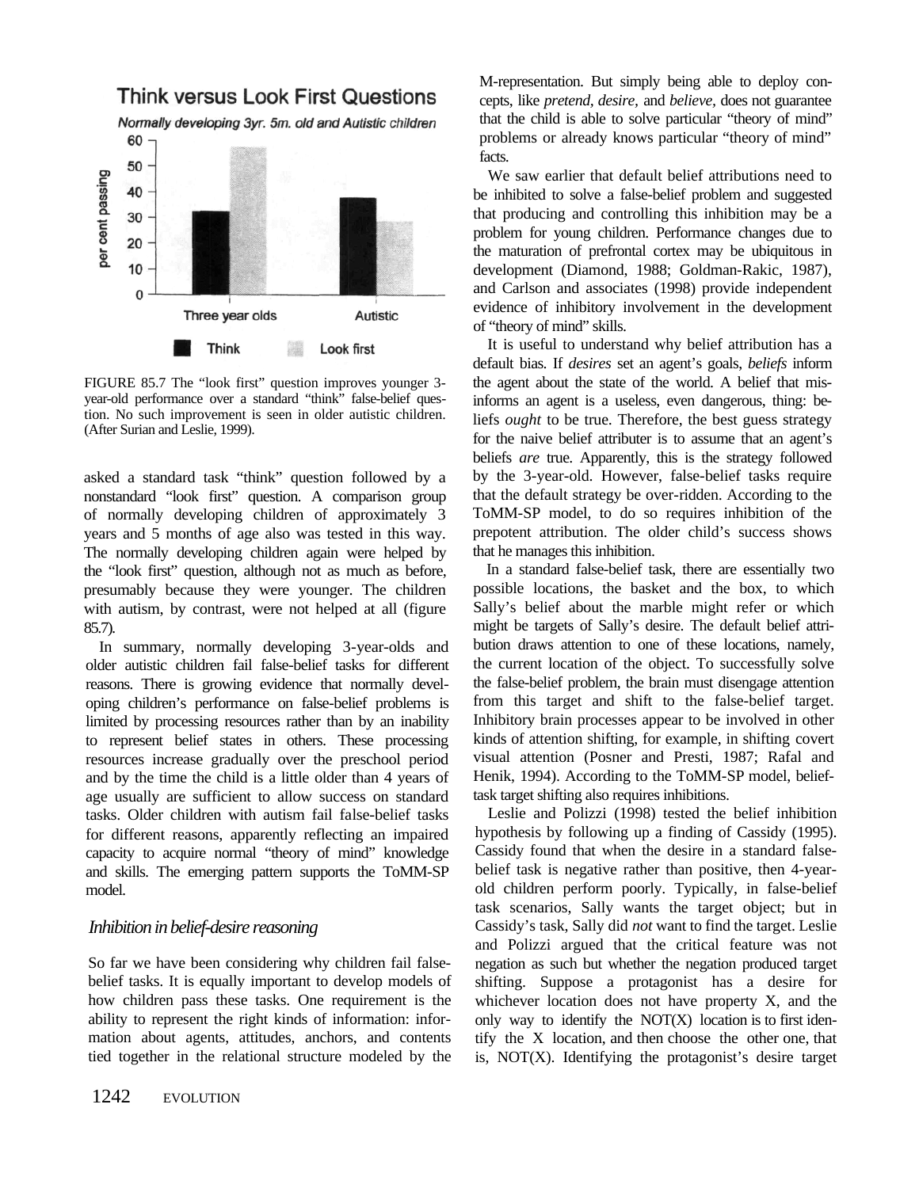Think versus Look First Questions

Normally developing 3yr. 5m. old and Autistic children

per cent passing

60
50
40
30
20
10
0

Three year olds

Autistic

Think

Look first

FIGURE 85.7 The "look first" question improves younger 3-year-old performance over a standard "think" false-belief question. No such improvement is seen in older autistic children. (After Surian and Leslie, 1999).

asked a standard task "think" question followed by a nonstandard "look first" question. A comparison group of normally developing children of approximately 3 years and 5 months of age also was tested in this way. The normally developing children again were helped by the "look first" question, although not as much as before, presumably because they were younger. The children with autism, by contrast, were not helped at all (figure 85.7).

In summary, normally developing 3-year-olds and older autistic children fail false-belief tasks for different reasons. There is growing evidence that normally developing children's performance on false-belief problems is limited by processing resources rather than by an inability to represent belief states in others. These processing resources increase gradually over the preschool period and by the time the child is a little older than 4 years of age usually are sufficient to allow success on standard tasks. Older children with autism fail false-belief tasks for different reasons, apparently reflecting an impaired capacity to acquire normal "theory of mind" knowledge and skills. The emerging pattern supports the ToMM-SP model.

### *Inhibition in belief-desire reasoning*

So far we have been considering why children fail false-belief tasks. It is equally important to develop models of how children pass these tasks. One requirement is the ability to represent the right kinds of information: information about agents, attitudes, anchors, and contents tied together in the relational structure modeled by the M-representation. But simply being able to deploy concepts, like *pretend*, *desire*, and *believe*, does not guarantee that the child is able to solve particular "theory of mind" problems or already knows particular "theory of mind" facts.

We saw earlier that default belief attributions need to be inhibited to solve a false-belief problem and suggested that producing and controlling this inhibition may be a problem for young children. Performance changes due to the maturation of prefrontal cortex may be ubiquitous in development (Diamond, 1988; Goldman-Rakic, 1987), and Carlson and associates (1998) provide independent evidence of inhibitory involvement in the development of "theory of mind" skills.

It is useful to understand why belief attribution has a default bias. If *desires* set an agent's goals, *beliefs* inform the agent about the state of the world. A belief that misinforms an agent is a useless, even dangerous, thing: beliefs *ought* to be true. Therefore, the best guess strategy for the naive belief attributer is to assume that an agent's beliefs *are* true. Apparently, this is the strategy followed by the 3-year-old. However, false-belief tasks require that the default strategy be over-ridden. According to the ToMM-SP model, to do so requires inhibition of the prepotent attribution. The older child's success shows that he manages this inhibition.

In a standard false-belief task, there are essentially two possible locations, the basket and the box, to which Sally's belief about the marble might refer or which might be targets of Sally's desire. The default belief attribution draws attention to one of these locations, namely, the current location of the object. To successfully solve the false-belief problem, the brain must disengage attention from this target and shift to the false-belief target. Inhibitory brain processes appear to be involved in other kinds of attention shifting, for example, in shifting covert visual attention (Posner and Presti, 1987; Rafal and Henik, 1994). According to the ToMM-SP model, belief-task target shifting also requires inhibitions.

Leslie and Polizzi (1998) tested the belief inhibition hypothesis by following up a finding of Cassidy (1995). Cassidy found that when the desire in a standard false-belief task is negative rather than positive, then 4-year-old children perform poorly. Typically, in false-belief task scenarios, Sally wants the target object; but in Cassidy's task, Sally did *not* want to find the target. Leslie and Polizzi argued that the critical feature was not negation as such but whether the negation produced target shifting. Suppose a protagonist has a desire for whichever location does not have property X, and the only way to identify the NOT(X) location is to first identify the X location, and then choose the other one, that is, NOT(X). Identifying the protagonist's desire target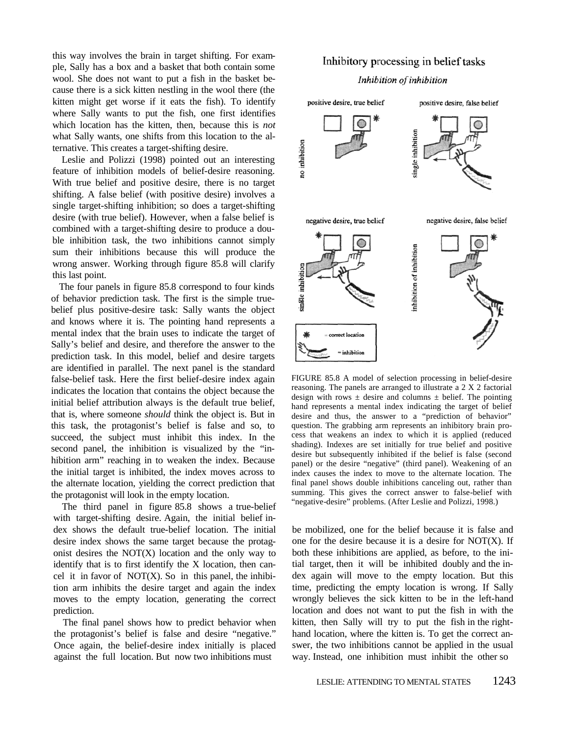this way involves the brain in target shifting. For example, Sally has a box and a basket that both contain some wool. She does not want to put a fish in the basket because there is a sick kitten nestling in the wool there (the kitten might get worse if it eats the fish). To identify where Sally wants to put the fish, one first identifies which location has the kitten, then, because this is *not* what Sally wants, one shifts from this location to the alternative. This creates a target-shifting desire.

Leslie and Polizzi (1998) pointed out an interesting feature of inhibition models of belief-desire reasoning. With true belief and positive desire, there is no target shifting. A false belief (with positive desire) involves a single target-shifting inhibition; so does a target-shifting desire (with true belief). However, when a false belief is combined with a target-shifting desire to produce a double inhibition task, the two inhibitions cannot simply sum their inhibitions because this will produce the wrong answer. Working through figure 85.8 will clarify this last point.

The four panels in figure 85.8 correspond to four kinds of behavior prediction task. The first is the simple true-belief plus positive-desire task: Sally wants the object and knows where it is. The pointing hand represents a mental index that the brain uses to indicate the target of Sally's belief and desire, and therefore the answer to the prediction task. In this model, belief and desire targets are identified in parallel. The next panel is the standard false-belief task. Here the first belief-desire index again indicates the location that contains the object because the initial belief attribution always is the default true belief, that is, where someone *should* think the object is. But in this task, the protagonist's belief is false and so, to succeed, the subject must inhibit this index. In the second panel, the inhibition is visualized by the "inhibition arm" reaching in to weaken the index. Because the initial target is inhibited, the index moves across to the alternate location, yielding the correct prediction that the protagonist will look in the empty location.

The third panel in figure 85.8 shows a true-belief with target-shifting desire. Again, the initial belief index shows the default true-belief location. The initial desire index shows the same target because the protagonist desires the NOT(X) location and the only way to identify that is to first identify the X location, then cancel it in favor of NOT(X). So in this panel, the inhibition arm inhibits the desire target and again the index moves to the empty location, generating the correct prediction.

The final panel shows how to predict behavior when the protagonist's belief is false and desire "negative." Once again, the belief-desire index initially is placed against the full location. But now two inhibitions must be mobilized, one for the belief because it is false and one for the desire because it is a desire for NOT(X). If both these inhibitions are applied, as before, to the initial target, then it will be inhibited doubly and the index again will move to the empty location. But this time, predicting the empty location is wrong. If Sally wrongly believes the sick kitten to be in the left-hand location and does not want to put the fish in with the kitten, then Sally will try to put the fish in the right-hand location, where the kitten is. To get the correct answer, the two inhibitions cannot be applied in the usual way. Instead, one inhibition must inhibit the other so

FIGURE 85.8 A model of selection processing in belief-desire reasoning. The panels are arranged to illustrate a 2 X 2 factorial design with rows ± desire and columns ± belief. The pointing hand represents a mental index indicating the target of belief desire and thus, the answer to a "prediction of behavior" question. The grabbing arm represents an inhibitory brain process that weakens an index to which it is applied (reduced shading). Indexes are set initially for true belief and positive desire but subsequently inhibited if the belief is false (second panel) or the desire "negative" (third panel). Weakening of an index causes the index to move to the alternate location. The final panel shows double inhibitions canceling out, rather than summing. This gives the correct answer to false-belief with "negative-desire" problems. (After Leslie and Polizzi, 1998.)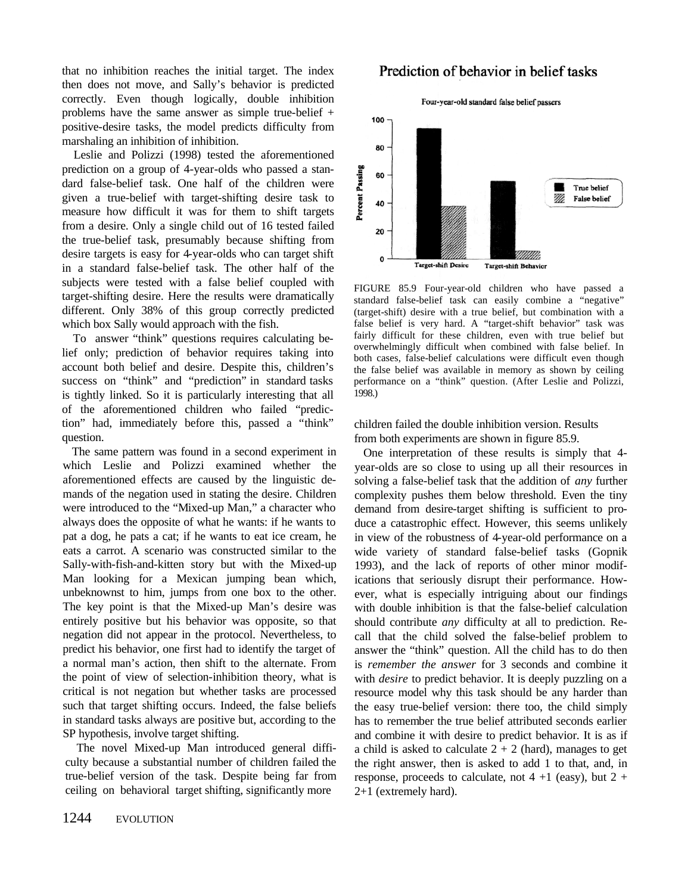that no inhibition reaches the initial target. The index then does not move, and Sally's behavior is predicted correctly. Even though logically, double inhibition problems have the same answer as simple true-belief + positive-desire tasks, the model predicts difficulty from marshaling an inhibition of inhibition.

Leslie and Polizzi (1998) tested the aforementioned prediction on a group of 4-year-olds who passed a standard false-belief task. One half of the children were given a true-belief with target-shifting desire task to measure how difficult it was for them to shift targets from a desire. Only a single child out of 16 tested failed the true-belief task, presumably because shifting from desire targets is easy for 4-year-olds who can target shift in a standard false-belief task. The other half of the subjects were tested with a false belief coupled with target-shifting desire. Here the results were dramatically different. Only 38% of this group correctly predicted which box Sally would approach with the fish.

To answer "think" questions requires calculating belief only; prediction of behavior requires taking into account both belief and desire. Despite this, children's success on "think" and "prediction" in standard tasks is tightly linked. So it is particularly interesting that all of the aforementioned children who failed "prediction" had, immediately before this, passed a "think" question.

The same pattern was found in a second experiment in which Leslie and Polizzi examined whether the aforementioned effects are caused by the linguistic demands of the negation used in stating the desire. Children were introduced to the "Mixed-up Man," a character who always does the opposite of what he wants: if he wants to pat a dog, he pats a cat; if he wants to eat ice cream, he eats a carrot. A scenario was constructed similar to the Sally-with-fish-and-kitten story but with the Mixed-up Man looking for a Mexican jumping bean which, unbeknownst to him, jumps from one box to the other. The key point is that the Mixed-up Man's desire was entirely positive but his behavior was opposite, so that negation did not appear in the protocol. Nevertheless, to predict his behavior, one first had to identify the target of a normal man's action, then shift to the alternate. From the point of view of selection-inhibition theory, what is critical is not negation but whether tasks are processed such that target shifting occurs. Indeed, the false beliefs in standard tasks always are positive but, according to the SP hypothesis, involve target shifting.

The novel Mixed-up Man introduced general difficulty because a substantial number of children failed the true-belief version of the task. Despite being far from ceiling on behavioral target shifting, significantly more children failed the double inhibition version. Results from both experiments are shown in figure 85.9.

**Prediction of behavior in belief tasks**

FIGURE 85.9 Four-year-old children who have passed a standard false-belief task can easily combine a "negative" (target-shift) desire with a true belief, but combination with a false belief is very hard. A "target-shift behavior" task was fairly difficult for these children, even with true belief but overwhelmingly difficult when combined with false belief. In both cases, false-belief calculations were difficult even though the false belief was available in memory as shown by ceiling performance on a "think" question. (After Leslie and Polizzi, 1998.)

One interpretation of these results is simply that 4-year-olds are so close to using up all their resources in solving a false-belief task that the addition of *any* further complexity pushes them below threshold. Even the tiny demand from desire-target shifting is sufficient to produce a catastrophic effect. However, this seems unlikely in view of the robustness of 4-year-old performance on a wide variety of standard false-belief tasks (Gopnik 1993), and the lack of reports of other minor modifications that seriously disrupt their performance. However, what is especially intriguing about our findings with double inhibition is that the false-belief calculation should contribute *any* difficulty at all to prediction. Recall that the child solved the false-belief problem to answer the "think" question. All the child has to do then is *remember the answer* for 3 seconds and combine it with *desire* to predict behavior. It is deeply puzzling on a resource model why this task should be any harder than the easy true-belief version: there too, the child simply has to remember the true belief attributed seconds earlier and combine it with desire to predict behavior. It is as if a child is asked to calculate 2 + 2 (hard), manages to get the right answer, then is asked to add 1 to that, and, in response, proceeds to calculate, not 4 +1 (easy), but 2 + 2+1 (extremely hard).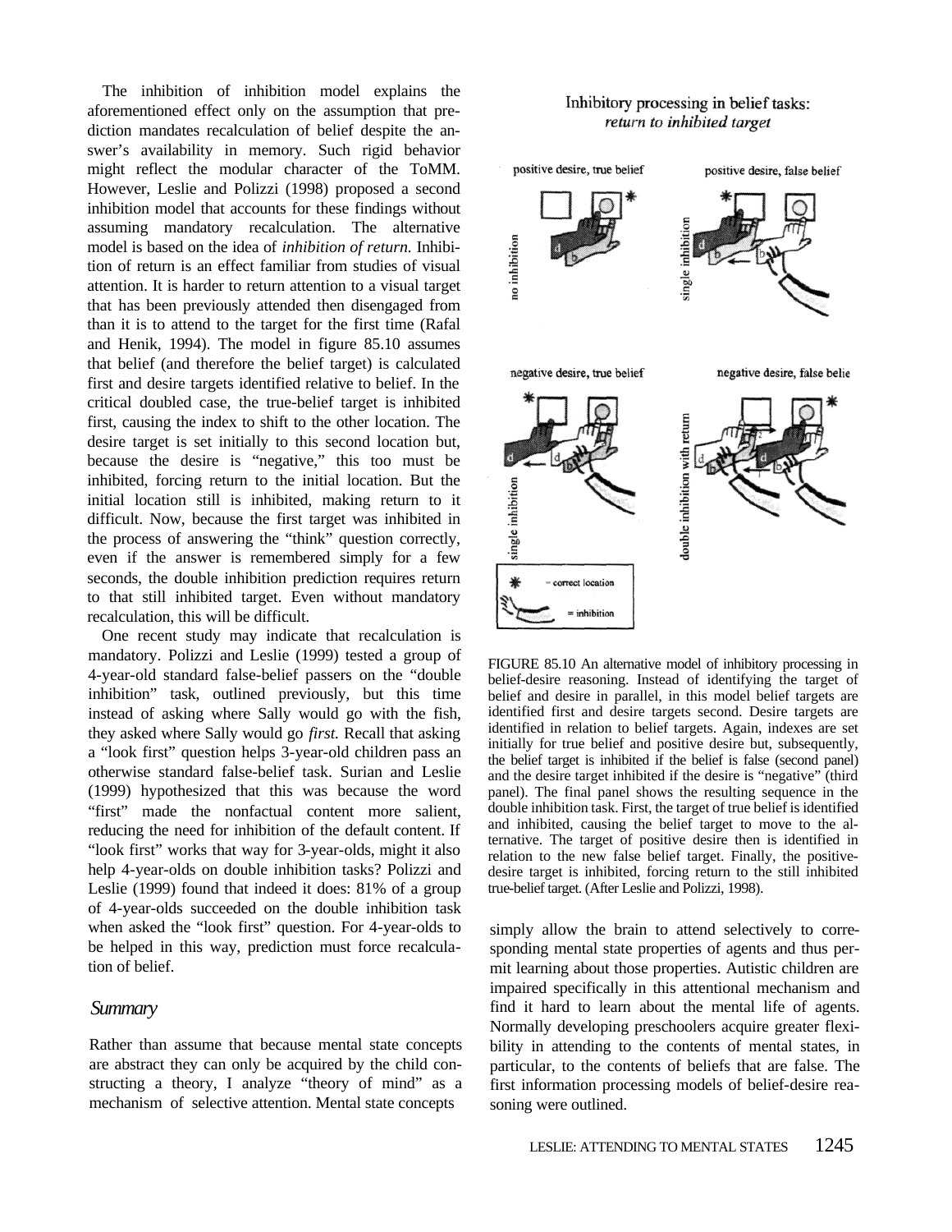The inhibition of inhibition model explains the aforementioned effect only on the assumption that prediction mandates recalculation of belief despite the answer's availability in memory. Such rigid behavior might reflect the modular character of the ToMM. However, Leslie and Polizzi (1998) proposed a second inhibition model that accounts for these findings without assuming mandatory recalculation. The alternative model is based on the idea of *inhibition of return.* Inhibition of return is an effect familiar from studies of visual attention. It is harder to return attention to a visual target that has been previously attended then disengaged from than it is to attend to the target for the first time (Rafal and Henik, 1994). The model in figure 85.10 assumes that belief (and therefore the belief target) is calculated first and desire targets identified relative to belief. In the critical doubled case, the true-belief target is inhibited first, causing the index to shift to the other location. The desire target is set initially to this second location but, because the desire is "negative," this too must be inhibited, forcing return to the initial location. But the initial location still is inhibited, making return to it difficult. Now, because the first target was inhibited in the process of answering the "think" question correctly, even if the answer is remembered simply for a few seconds, the double inhibition prediction requires return to that still inhibited target. Even without mandatory recalculation, this will be difficult.

One recent study may indicate that recalculation is mandatory. Polizzi and Leslie (1999) tested a group of 4-year-old standard false-belief passers on the "double inhibition" task, outlined previously, but this time instead of asking where Sally would go with the fish, they asked where Sally would go *first.* Recall that asking a "look first" question helps 3-year-old children pass an otherwise standard false-belief task. Surian and Leslie (1999) hypothesized that this was because the word "first" made the nonfactual content more salient, reducing the need for inhibition of the default content. If "look first" works that way for 3-year-olds, might it also help 4-year-olds on double inhibition tasks? Polizzi and Leslie (1999) found that indeed it does: 81% of a group of 4-year-olds succeeded on the double inhibition task when asked the "look first" question. For 4-year-olds to be helped in this way, prediction must force recalculation of belief.

Inhibitory processing in belief tasks:
*return to inhibited target*

positive desire, true belief

positive desire, false belief

no inhibition

single inhibition

negative desire, true belief

negative desire, false belie

single inhibition

double inhibition with return

= correct location

= inhibition

FIGURE 85.10 An alternative model of inhibitory processing in belief-desire reasoning. Instead of identifying the target of belief and desire in parallel, in this model belief targets are identified first and desire targets second. Desire targets are identified in relation to belief targets. Again, indexes are set initially for true belief and positive desire but, subsequently, the belief target is inhibited if the belief is false (second panel) and the desire target inhibited if the desire is "negative" (third panel). The final panel shows the resulting sequence in the double inhibition task. First, the target of true belief is identified and inhibited, causing the belief target to move to the alternative. The target of positive desire then is identified in relation to the new false belief target. Finally, the positive-desire target is inhibited, forcing return to the still inhibited true-belief target. (After Leslie and Polizzi, 1998).

## *Summary*

Rather than assume that because mental state concepts are abstract they can only be acquired by the child constructing a theory, I analyze "theory of mind" as a mechanism of selective attention. Mental state concepts simply allow the brain to attend selectively to corresponding mental state properties of agents and thus permit learning about those properties. Autistic children are impaired specifically in this attentional mechanism and find it hard to learn about the mental life of agents. Normally developing preschoolers acquire greater flexibility in attending to the contents of mental states, in particular, to the contents of beliefs that are false. The first information processing models of belief-desire reasoning were outlined.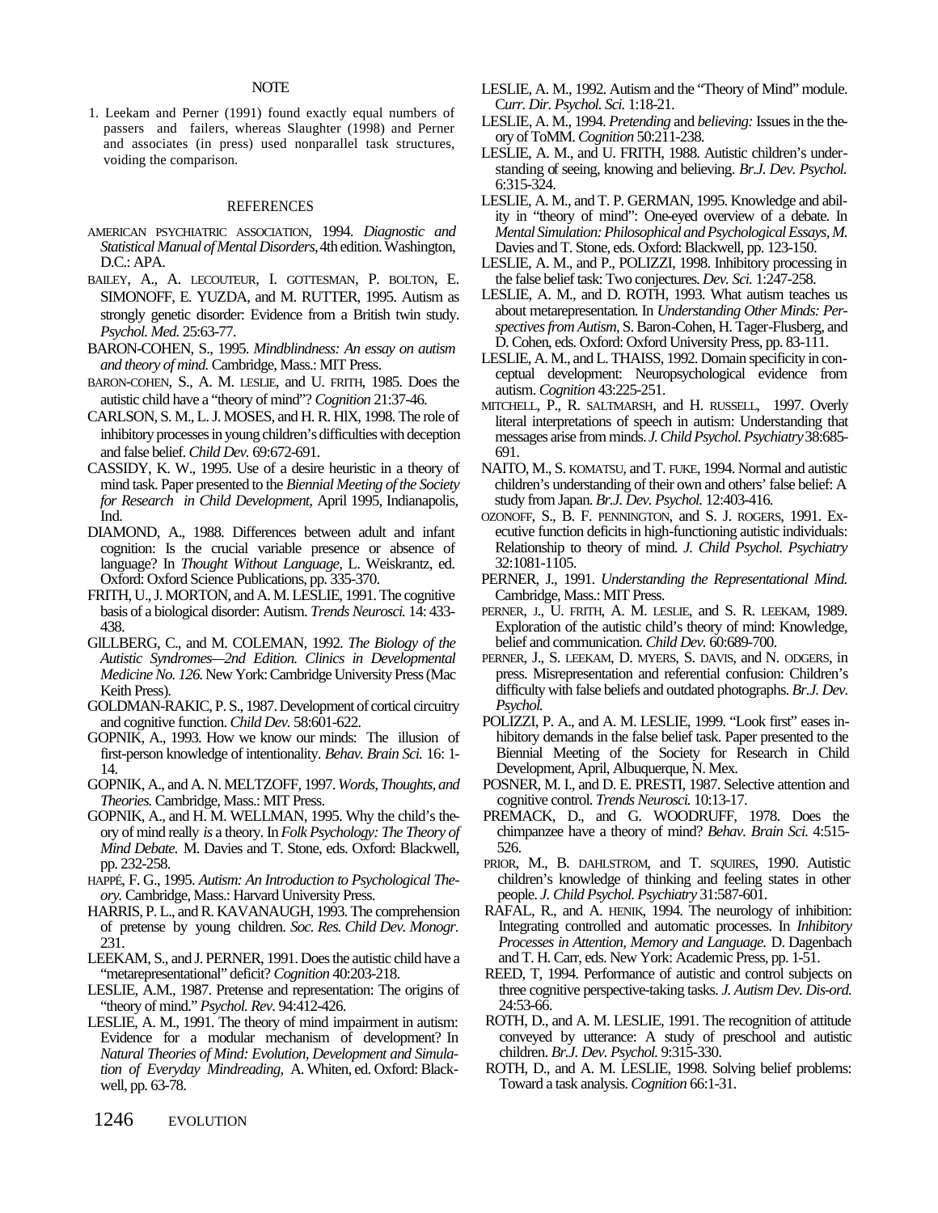## NOTE

1. Leekam and Perner (1991) found exactly equal numbers of passers and failers, whereas Slaughter (1998) and Perner and associates (in press) used nonparallel task structures, voiding the comparison.

## REFERENCES

AMERICAN PSYCHIATRIC ASSOCIATION, 1994. *Diagnostic and Statistical Manual of Mental Disorders*, 4th edition. Washington, D.C.: APA.

BAILEY, A., A. LECOUTEUR, I. GOTTESMAN, P. BOLTON, E. SIMONOFF, E. YUZDA, and M. RUTTER, 1995. Autism as strongly genetic disorder: Evidence from a British twin study. *Psychol. Med.* 25:63-77.

BARON-COHEN, S., 1995. *Mindblindness: An essay on autism and theory of mind.* Cambridge, Mass.: MIT Press.

BARON-COHEN, S., A. M. LESLIE, and U. FRITH, 1985. Does the autistic child have a "theory of mind"? *Cognition* 21:37-46.

CARLSON, S. M., L. J. MOSES, and H. R. HlX, 1998. The role of inhibitory processes in young children's difficulties with deception and false belief. *Child Dev.* 69:672-691.

CASSIDY, K. W., 1995. Use of a desire heuristic in a theory of mind task. Paper presented to the *Biennial Meeting of the Society for Research in Child Development*, April 1995, Indianapolis, Ind.

DIAMOND, A., 1988. Differences between adult and infant cognition: Is the crucial variable presence or absence of language? In *Thought Without Language*, L. Weiskrantz, ed. Oxford: Oxford Science Publications, pp. 335-370.

FRITH, U., J. MORTON, and A. M. LESLIE, 1991. The cognitive basis of a biological disorder: Autism. *Trends Neurosci.* 14: 433-438.

GlLLBERG, C., and M. COLEMAN, 1992. *The Biology of the Autistic Syndromes—2nd Edition. Clinics in Developmental Medicine No. 126.* New York: Cambridge University Press (Mac Keith Press).

GOLDMAN-RAKIC, P. S., 1987. Development of cortical circuitry and cognitive function. *Child Dev.* 58:601-622.

GOPNIK, A., 1993. How we know our minds: The illusion of first-person knowledge of intentionality. *Behav. Brain Sci.* 16: 1-14.

GOPNIK, A., and A. N. MELTZOFF, 1997. *Words, Thoughts, and Theories.* Cambridge, Mass.: MIT Press.

GOPNIK, A., and H. M. WELLMAN, 1995. Why the child's theory of mind really *is* a theory. In *Folk Psychology: The Theory of Mind Debate*. M. Davies and T. Stone, eds. Oxford: Blackwell, pp. 232-258.

HAPPÉ, F. G., 1995. *Autism: An Introduction to Psychological Theory.* Cambridge, Mass.: Harvard University Press.

HARRIS, P. L., and R. KAVANAUGH, 1993. The comprehension of pretense by young children. *Soc. Res. Child Dev. Monogr.* 231.

LEEKAM, S., and J. PERNER, 1991. Does the autistic child have a "metarepresentational" deficit? *Cognition* 40:203-218.

LESLIE, A.M., 1987. Pretense and representation: The origins of "theory of mind." *Psychol. Rev.* 94:412-426.

LESLIE, A. M., 1991. The theory of mind impairment in autism: Evidence for a modular mechanism of development? In *Natural Theories of Mind: Evolution, Development and Simulation of Everyday Mindreading*, A. Whiten, ed. Oxford: Blackwell, pp. 63-78.

LESLIE, A. M., 1992. Autism and the "Theory of Mind" module. *Curr. Dir. Psychol. Sci.* 1:18-21.

LESLIE, A. M., 1994. *Pretending* and *believing:* Issues in the theory of ToMM. *Cognition* 50:211-238.

LESLIE, A. M., and U. FRITH, 1988. Autistic children's understanding of seeing, knowing and believing. *Br.J. Dev. Psychol.* 6:315-324.

LESLIE, A. M., and T. P. GERMAN, 1995. Knowledge and ability in "theory of mind": One-eyed overview of a debate. In *Mental Simulation: Philosophical and Psychological Essays*, *M.* Davies and T. Stone, eds. Oxford: Blackwell, pp. 123-150.

LESLIE, A. M., and P., POLIZZI, 1998. Inhibitory processing in the false belief task: Two conjectures. *Dev. Sci.* 1:247-258.

LESLIE, A. M., and D. ROTH, 1993. What autism teaches us about metarepresentation. In *Understanding Other Minds: Perspectives from Autism*, S. Baron-Cohen, H. Tager-Flusberg, and D. Cohen, eds. Oxford: Oxford University Press, pp. 83-111.

LESLIE, A. M., and L. THAISS, 1992. Domain specificity in conceptual development: Neuropsychological evidence from autism. *Cognition* 43:225-251.

MITCHELL, P., R. SALTMARSH, and H. RUSSELL, 1997. Overly literal interpretations of speech in autism: Understanding that messages arise from minds. *J. Child Psychol. Psychiatry* 38:685-691.

NAITO, M., S. KOMATSU, and T. FUKE, 1994. Normal and autistic children's understanding of their own and others' false belief: A study from Japan. *Br.J. Dev. Psychol.* 12:403-416.

OZONOFF, S., B. F. PENNINGTON, and S. J. ROGERS, 1991. Executive function deficits in high-functioning autistic individuals: Relationship to theory of mind. *J. Child Psychol. Psychiatry* 32:1081-1105.

PERNER, J., 1991. *Understanding the Representational Mind.* Cambridge, Mass.: MIT Press.

PERNER, J., U. FRITH, A. M. LESLIE, and S. R. LEEKAM, 1989. Exploration of the autistic child's theory of mind: Knowledge, belief and communication. *Child Dev.* 60:689-700.

PERNER, J., S. LEEKAM, D. MYERS, S. DAVIS, and N. ODGERS, in press. Misrepresentation and referential confusion: Children's difficulty with false beliefs and outdated photographs. *Br.J. Dev. Psychol.*

POLIZZI, P. A., and A. M. LESLIE, 1999. "Look first" eases inhibitory demands in the false belief task. Paper presented to the Biennial Meeting of the Society for Research in Child Development, April, Albuquerque, N. Mex.

POSNER, M. I., and D. E. PRESTI, 1987. Selective attention and cognitive control. *Trends Neurosci.* 10:13-17.

PREMACK, D., and G. WOODRUFF, 1978. Does the chimpanzee have a theory of mind? *Behav. Brain Sci.* 4:515-526.

PRIOR, M., B. DAHLSTROM, and T. SQUIRES, 1990. Autistic children's knowledge of thinking and feeling states in other people. *J. Child Psychol. Psychiatry* 31:587-601.

RAFAL, R., and A. HENIK, 1994. The neurology of inhibition: Integrating controlled and automatic processes. In *Inhibitory Processes in Attention, Memory and Language.* D. Dagenbach and T. H. Carr, eds. New York: Academic Press, pp. 1-51.

REED, T, 1994. Performance of autistic and control subjects on three cognitive perspective-taking tasks. *J. Autism Dev. Dis-ord.* 24:53-66.

ROTH, D., and A. M. LESLIE, 1991. The recognition of attitude conveyed by utterance: A study of preschool and autistic children. *Br.J. Dev. Psychol.* 9:315-330.

ROTH, D., and A. M. LESLIE, 1998. Solving belief problems: Toward a task analysis. *Cognition* 66:1-31.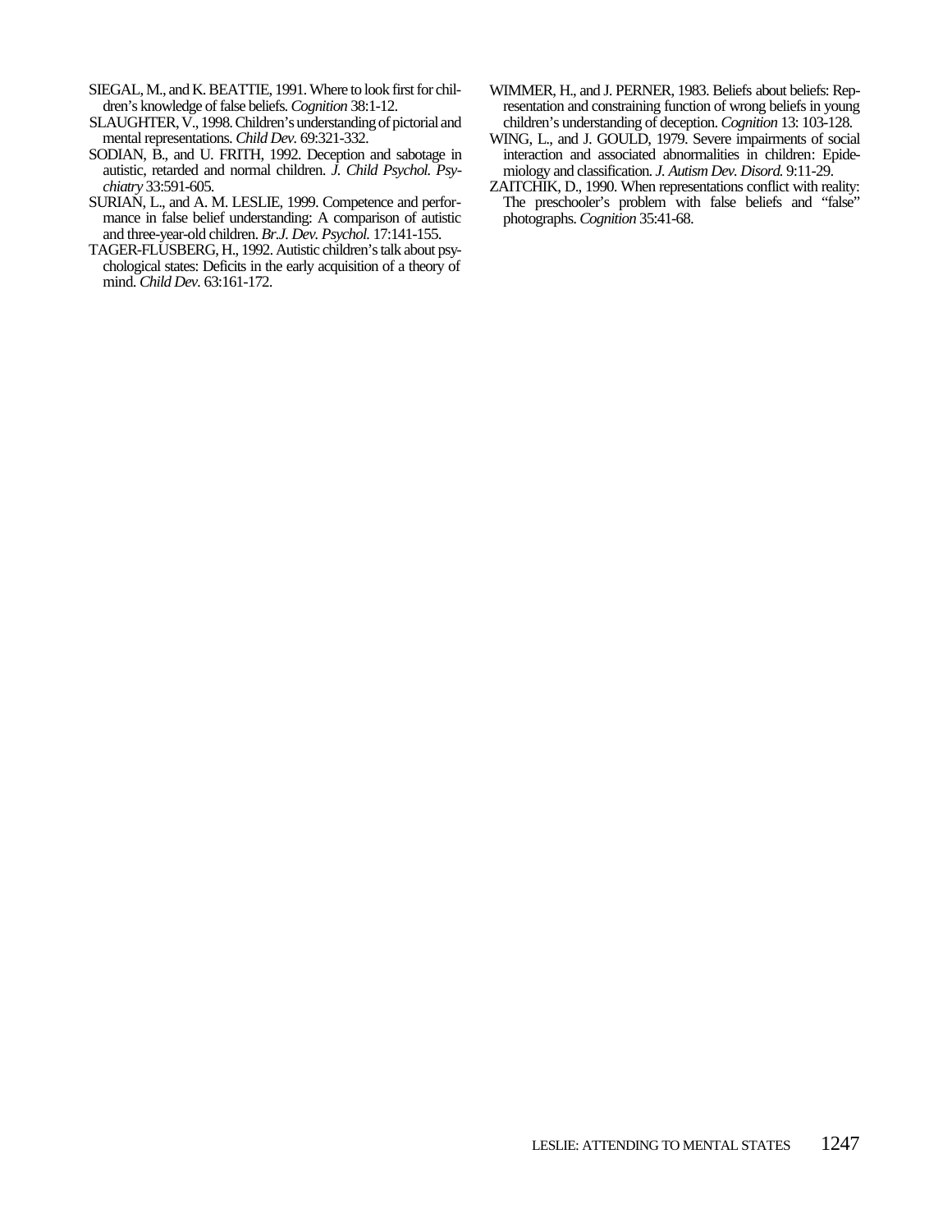SIEGAL, M., and K. BEATTIE, 1991. Where to look first for children's knowledge of false beliefs. *Cognition* 38:1-12.

SLAUGHTER, V., 1998. Children's understanding of pictorial and mental representations. *Child Dev.* 69:321-332.

SODIAN, B., and U. FRITH, 1992. Deception and sabotage in autistic, retarded and normal children. *J. Child Psychol. Psychiatry* 33:591-605.

SURIAN, L., and A. M. LESLIE, 1999. Competence and performance in false belief understanding: A comparison of autistic and three-year-old children. *Br.J. Dev. Psychol.* 17:141-155.

TAGER-FLUSBERG, H., 1992. Autistic children's talk about psychological states: Deficits in the early acquisition of a theory of mind. *Child Dev.* 63:161-172.

WIMMER, H., and J. PERNER, 1983. Beliefs about beliefs: Representation and constraining function of wrong beliefs in young children's understanding of deception. *Cognition* 13: 103-128.

WING, L., and J. GOULD, 1979. Severe impairments of social interaction and associated abnormalities in children: Epidemiology and classification. *J. Autism Dev. Disord.* 9:11-29.

ZAITCHIK, D., 1990. When representations conflict with reality: The preschooler's problem with false beliefs and "false" photographs. *Cognition* 35:41-68.